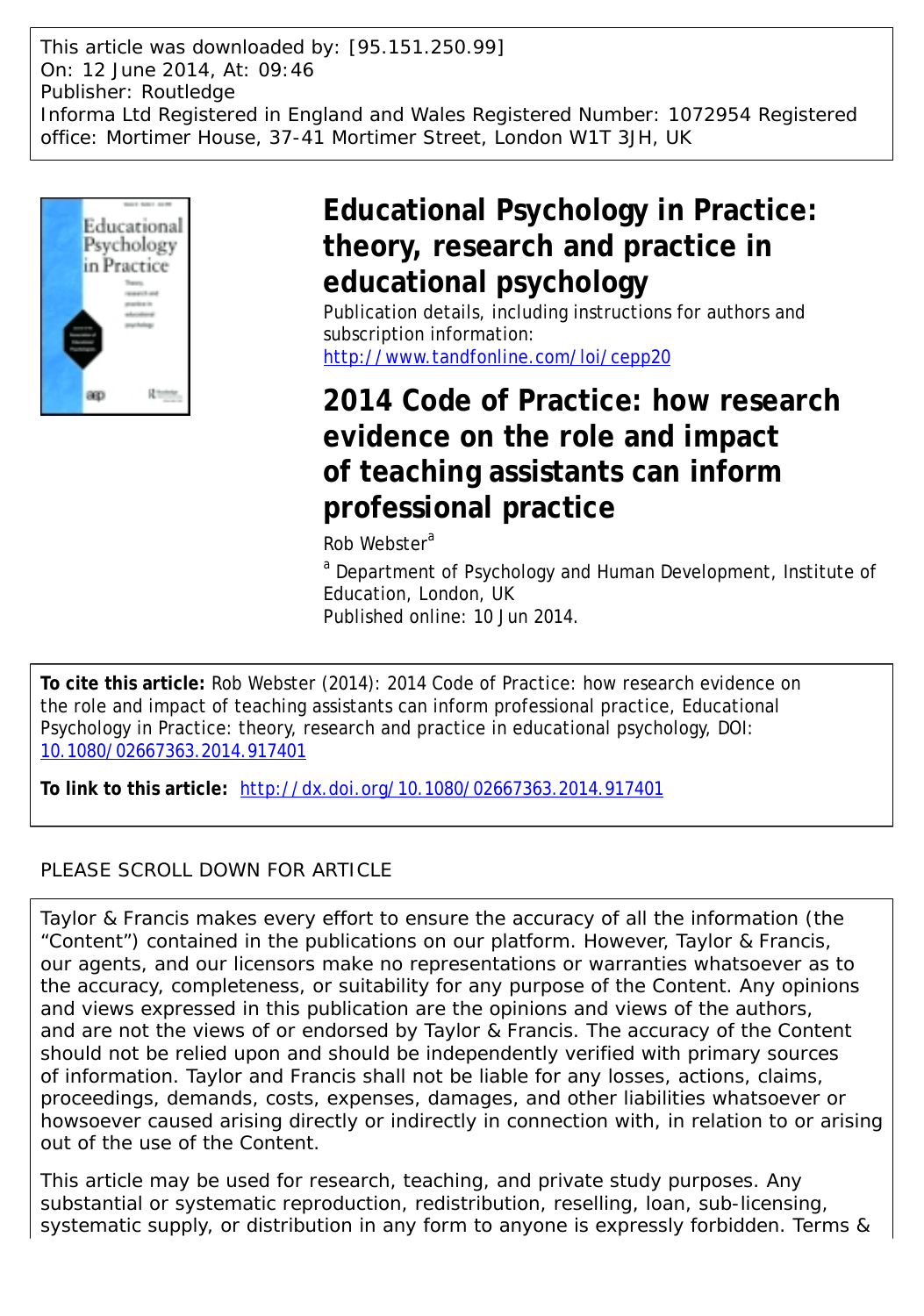This article was downloaded by: [95.151.250.99]
On: 12 June 2014, At: 09:46
Publisher: Routledge
Informa Ltd Registered in England and Wales Registered Number: 1072954 Registered office: Mortimer House, 37-41 Mortimer Street, London W1T 3JH, UK

# Educational Psychology in Practice: theory, research and practice in educational psychology

Publication details, including instructions for authors and subscription information:
http://www.tandfonline.com/loi/cepp20

# 2014 Code of Practice: how research evidence on the role and impact of teaching assistants can inform professional practice

Rob Webster[a]

[a] Department of Psychology and Human Development, Institute of Education, London, UK

Published online: 10 Jun 2014.

**To cite this article:** Rob Webster (2014): 2014 Code of Practice: how research evidence on the role and impact of teaching assistants can inform professional practice, Educational Psychology in Practice: theory, research and practice in educational psychology, DOI: 10.1080/02667363.2014.917401

**To link to this article:** http://dx.doi.org/10.1080/02667363.2014.917401

PLEASE SCROLL DOWN FOR ARTICLE

Taylor & Francis makes every effort to ensure the accuracy of all the information (the "Content") contained in the publications on our platform. However, Taylor & Francis, our agents, and our licensors make no representations or warranties whatsoever as to the accuracy, completeness, or suitability for any purpose of the Content. Any opinions and views expressed in this publication are the opinions and views of the authors, and are not the views of or endorsed by Taylor & Francis. The accuracy of the Content should not be relied upon and should be independently verified with primary sources of information. Taylor and Francis shall not be liable for any losses, actions, claims, proceedings, demands, costs, expenses, damages, and other liabilities whatsoever or howsoever caused arising directly or indirectly in connection with, in relation to or arising out of the use of the Content.

This article may be used for research, teaching, and private study purposes. Any substantial or systematic reproduction, redistribution, reselling, loan, sub-licensing, systematic supply, or distribution in any form to anyone is expressly forbidden. Terms &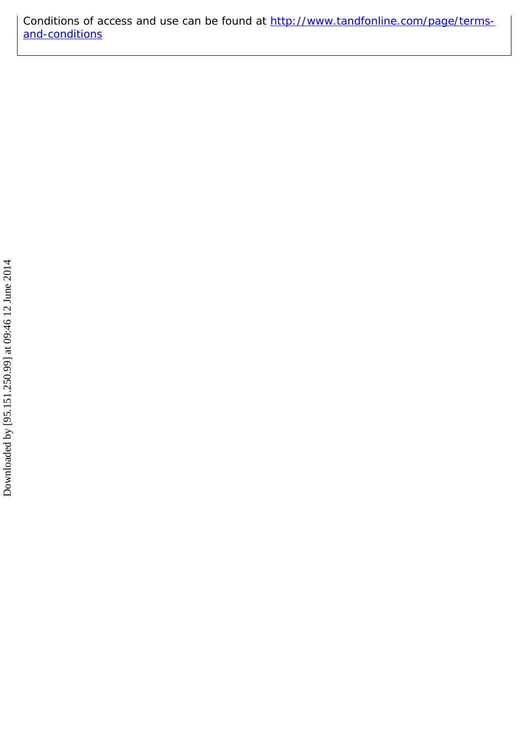Conditions of access and use can be found at [http://www.tandfonline.com/page/terms-and-conditions](http://www.tandfonline.com/page/terms-and-conditions)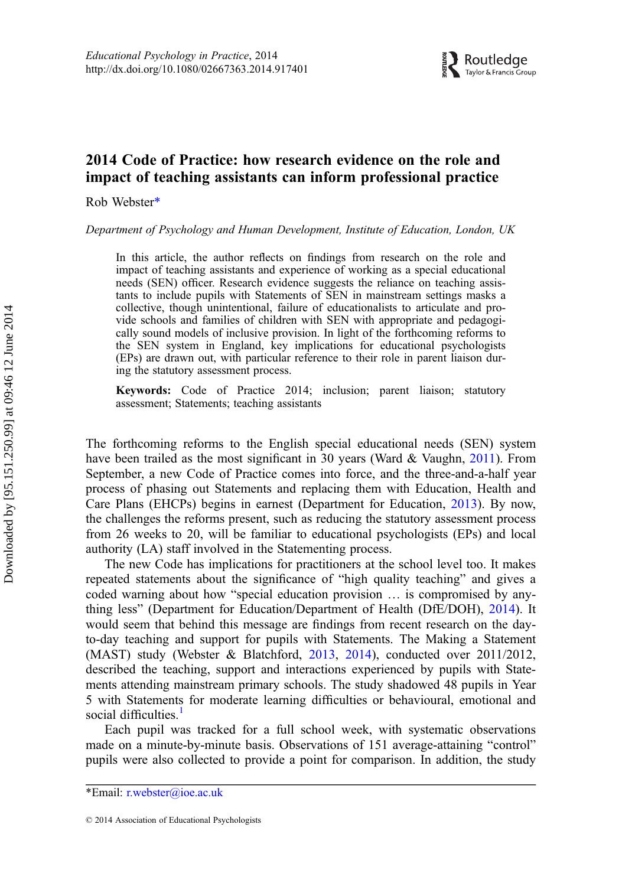# 2014 Code of Practice: how research evidence on the role and impact of teaching assistants can inform professional practice

Rob Webster*

*Department of Psychology and Human Development, Institute of Education, London, UK*

> In this article, the author reflects on findings from research on the role and impact of teaching assistants and experience of working as a special educational needs (SEN) officer. Research evidence suggests the reliance on teaching assistants to include pupils with Statements of SEN in mainstream settings masks a collective, though unintentional, failure of educationalists to articulate and provide schools and families of children with SEN with appropriate and pedagogically sound models of inclusive provision. In light of the forthcoming reforms to the SEN system in England, key implications for educational psychologists (EPs) are drawn out, with particular reference to their role in parent liaison during the statutory assessment process.
>
> **Keywords:** Code of Practice 2014; inclusion; parent liaison; statutory assessment; Statements; teaching assistants

The forthcoming reforms to the English special educational needs (SEN) system have been trailed as the most significant in 30 years (Ward & Vaughn, 2011). From September, a new Code of Practice comes into force, and the three-and-a-half year process of phasing out Statements and replacing them with Education, Health and Care Plans (EHCPs) begins in earnest (Department for Education, 2013). By now, the challenges the reforms present, such as reducing the statutory assessment process from 26 weeks to 20, will be familiar to educational psychologists (EPs) and local authority (LA) staff involved in the Statementing process.

The new Code has implications for practitioners at the school level too. It makes repeated statements about the significance of "high quality teaching" and gives a coded warning about how "special education provision … is compromised by anything less" (Department for Education/Department of Health (DfE/DOH), 2014). It would seem that behind this message are findings from recent research on the day-to-day teaching and support for pupils with Statements. The Making a Statement (MAST) study (Webster & Blatchford, 2013, 2014), conducted over 2011/2012, described the teaching, support and interactions experienced by pupils with Statements attending mainstream primary schools. The study shadowed 48 pupils in Year 5 with Statements for moderate learning difficulties or behavioural, emotional and social difficulties.[1]

Each pupil was tracked for a full school week, with systematic observations made on a minute-by-minute basis. Observations of 151 average-attaining "control" pupils were also collected to provide a point for comparison. In addition, the study

*Email: r.webster@ioe.ac.uk

© 2014 Association of Educational Psychologists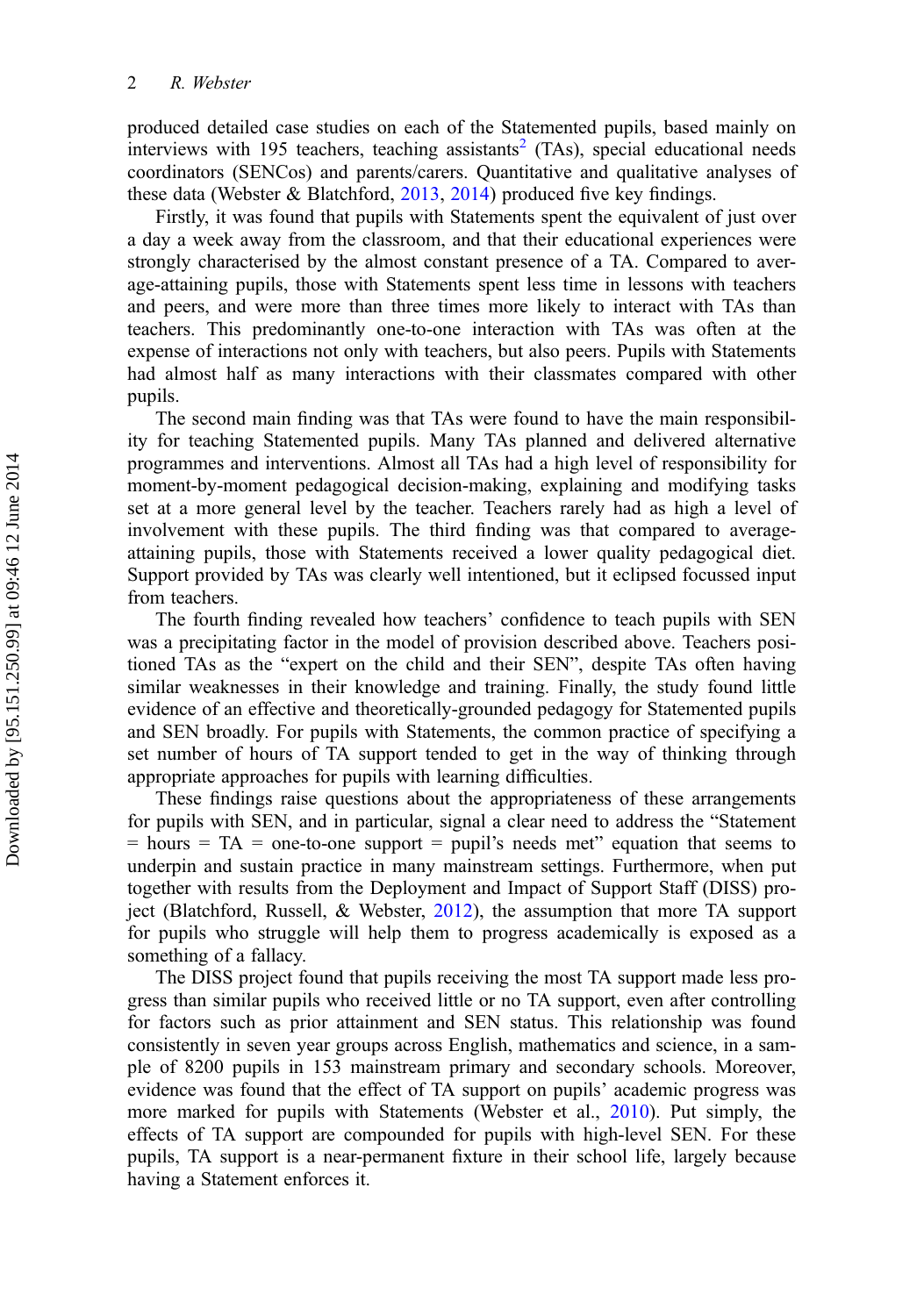produced detailed case studies on each of the Statemented pupils, based mainly on interviews with 195 teachers, teaching assistants[2] (TAs), special educational needs coordinators (SENCos) and parents/carers. Quantitative and qualitative analyses of these data (Webster & Blatchford, 2013, 2014) produced five key findings.

Firstly, it was found that pupils with Statements spent the equivalent of just over a day a week away from the classroom, and that their educational experiences were strongly characterised by the almost constant presence of a TA. Compared to average-attaining pupils, those with Statements spent less time in lessons with teachers and peers, and were more than three times more likely to interact with TAs than teachers. This predominantly one-to-one interaction with TAs was often at the expense of interactions not only with teachers, but also peers. Pupils with Statements had almost half as many interactions with their classmates compared with other pupils.

The second main finding was that TAs were found to have the main responsibility for teaching Statemented pupils. Many TAs planned and delivered alternative programmes and interventions. Almost all TAs had a high level of responsibility for moment-by-moment pedagogical decision-making, explaining and modifying tasks set at a more general level by the teacher. Teachers rarely had as high a level of involvement with these pupils. The third finding was that compared to average-attaining pupils, those with Statements received a lower quality pedagogical diet. Support provided by TAs was clearly well intentioned, but it eclipsed focussed input from teachers.

The fourth finding revealed how teachers' confidence to teach pupils with SEN was a precipitating factor in the model of provision described above. Teachers positioned TAs as the "expert on the child and their SEN", despite TAs often having similar weaknesses in their knowledge and training. Finally, the study found little evidence of an effective and theoretically-grounded pedagogy for Statemented pupils and SEN broadly. For pupils with Statements, the common practice of specifying a set number of hours of TA support tended to get in the way of thinking through appropriate approaches for pupils with learning difficulties.

These findings raise questions about the appropriateness of these arrangements for pupils with SEN, and in particular, signal a clear need to address the "Statement = hours = TA = one-to-one support = pupil's needs met" equation that seems to underpin and sustain practice in many mainstream settings. Furthermore, when put together with results from the Deployment and Impact of Support Staff (DISS) project (Blatchford, Russell, & Webster, 2012), the assumption that more TA support for pupils who struggle will help them to progress academically is exposed as a something of a fallacy.

The DISS project found that pupils receiving the most TA support made less progress than similar pupils who received little or no TA support, even after controlling for factors such as prior attainment and SEN status. This relationship was found consistently in seven year groups across English, mathematics and science, in a sample of 8200 pupils in 153 mainstream primary and secondary schools. Moreover, evidence was found that the effect of TA support on pupils' academic progress was more marked for pupils with Statements (Webster et al., 2010). Put simply, the effects of TA support are compounded for pupils with high-level SEN. For these pupils, TA support is a near-permanent fixture in their school life, largely because having a Statement enforces it.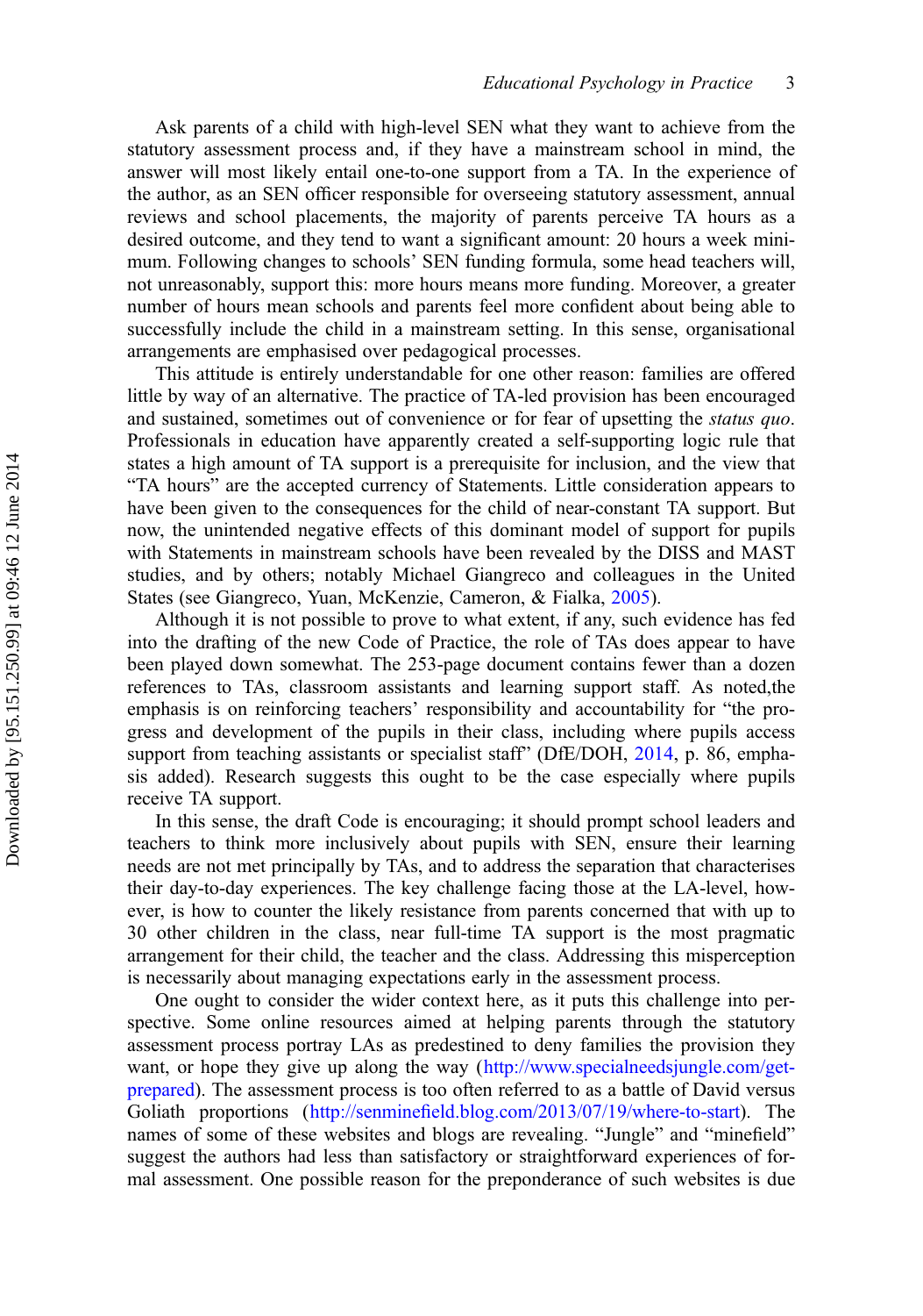Ask parents of a child with high-level SEN what they want to achieve from the statutory assessment process and, if they have a mainstream school in mind, the answer will most likely entail one-to-one support from a TA. In the experience of the author, as an SEN officer responsible for overseeing statutory assessment, annual reviews and school placements, the majority of parents perceive TA hours as a desired outcome, and they tend to want a significant amount: 20 hours a week minimum. Following changes to schools' SEN funding formula, some head teachers will, not unreasonably, support this: more hours means more funding. Moreover, a greater number of hours mean schools and parents feel more confident about being able to successfully include the child in a mainstream setting. In this sense, organisational arrangements are emphasised over pedagogical processes.

This attitude is entirely understandable for one other reason: families are offered little by way of an alternative. The practice of TA-led provision has been encouraged and sustained, sometimes out of convenience or for fear of upsetting the *status quo*. Professionals in education have apparently created a self-supporting logic rule that states a high amount of TA support is a prerequisite for inclusion, and the view that "TA hours" are the accepted currency of Statements. Little consideration appears to have been given to the consequences for the child of near-constant TA support. But now, the unintended negative effects of this dominant model of support for pupils with Statements in mainstream schools have been revealed by the DISS and MAST studies, and by others; notably Michael Giangreco and colleagues in the United States (see Giangreco, Yuan, McKenzie, Cameron, & Fialka, 2005).

Although it is not possible to prove to what extent, if any, such evidence has fed into the drafting of the new Code of Practice, the role of TAs does appear to have been played down somewhat. The 253-page document contains fewer than a dozen references to TAs, classroom assistants and learning support staff. As noted,the emphasis is on reinforcing teachers' responsibility and accountability for "the progress and development of the pupils in their class, including where pupils access support from teaching assistants or specialist staff" (DfE/DOH, 2014, p. 86, emphasis added). Research suggests this ought to be the case especially where pupils receive TA support.

In this sense, the draft Code is encouraging; it should prompt school leaders and teachers to think more inclusively about pupils with SEN, ensure their learning needs are not met principally by TAs, and to address the separation that characterises their day-to-day experiences. The key challenge facing those at the LA-level, however, is how to counter the likely resistance from parents concerned that with up to 30 other children in the class, near full-time TA support is the most pragmatic arrangement for their child, the teacher and the class. Addressing this misperception is necessarily about managing expectations early in the assessment process.

One ought to consider the wider context here, as it puts this challenge into perspective. Some online resources aimed at helping parents through the statutory assessment process portray LAs as predestined to deny families the provision they want, or hope they give up along the way (http://www.specialneedsjungle.com/get-prepared). The assessment process is too often referred to as a battle of David versus Goliath proportions (http://senminefield.blog.com/2013/07/19/where-to-start). The names of some of these websites and blogs are revealing. "Jungle" and "minefield" suggest the authors had less than satisfactory or straightforward experiences of formal assessment. One possible reason for the preponderance of such websites is due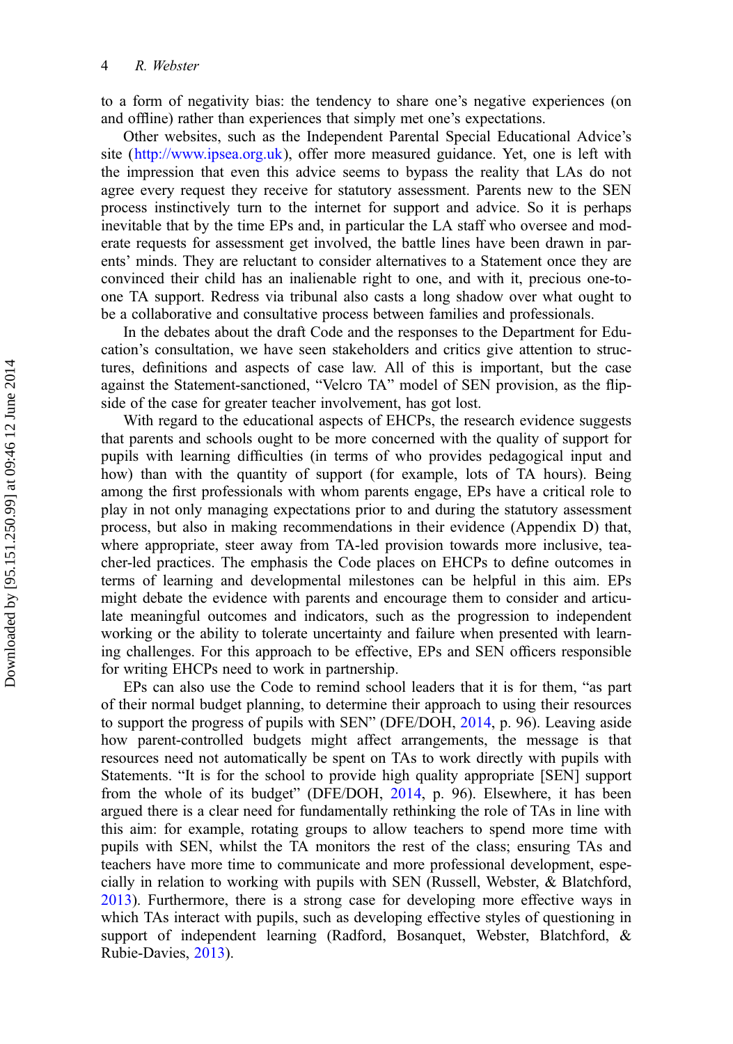to a form of negativity bias: the tendency to share one's negative experiences (on and offline) rather than experiences that simply met one's expectations.

Other websites, such as the Independent Parental Special Educational Advice's site (http://www.ipsea.org.uk), offer more measured guidance. Yet, one is left with the impression that even this advice seems to bypass the reality that LAs do not agree every request they receive for statutory assessment. Parents new to the SEN process instinctively turn to the internet for support and advice. So it is perhaps inevitable that by the time EPs and, in particular the LA staff who oversee and moderate requests for assessment get involved, the battle lines have been drawn in parents' minds. They are reluctant to consider alternatives to a Statement once they are convinced their child has an inalienable right to one, and with it, precious one-to-one TA support. Redress via tribunal also casts a long shadow over what ought to be a collaborative and consultative process between families and professionals.

In the debates about the draft Code and the responses to the Department for Education's consultation, we have seen stakeholders and critics give attention to structures, definitions and aspects of case law. All of this is important, but the case against the Statement-sanctioned, "Velcro TA" model of SEN provision, as the flip-side of the case for greater teacher involvement, has got lost.

With regard to the educational aspects of EHCPs, the research evidence suggests that parents and schools ought to be more concerned with the quality of support for pupils with learning difficulties (in terms of who provides pedagogical input and how) than with the quantity of support (for example, lots of TA hours). Being among the first professionals with whom parents engage, EPs have a critical role to play in not only managing expectations prior to and during the statutory assessment process, but also in making recommendations in their evidence (Appendix D) that, where appropriate, steer away from TA-led provision towards more inclusive, teacher-led practices. The emphasis the Code places on EHCPs to define outcomes in terms of learning and developmental milestones can be helpful in this aim. EPs might debate the evidence with parents and encourage them to consider and articulate meaningful outcomes and indicators, such as the progression to independent working or the ability to tolerate uncertainty and failure when presented with learning challenges. For this approach to be effective, EPs and SEN officers responsible for writing EHCPs need to work in partnership.

EPs can also use the Code to remind school leaders that it is for them, "as part of their normal budget planning, to determine their approach to using their resources to support the progress of pupils with SEN" (DFE/DOH, 2014, p. 96). Leaving aside how parent-controlled budgets might affect arrangements, the message is that resources need not automatically be spent on TAs to work directly with pupils with Statements. "It is for the school to provide high quality appropriate [SEN] support from the whole of its budget" (DFE/DOH, 2014, p. 96). Elsewhere, it has been argued there is a clear need for fundamentally rethinking the role of TAs in line with this aim: for example, rotating groups to allow teachers to spend more time with pupils with SEN, whilst the TA monitors the rest of the class; ensuring TAs and teachers have more time to communicate and more professional development, especially in relation to working with pupils with SEN (Russell, Webster, & Blatchford, 2013). Furthermore, there is a strong case for developing more effective ways in which TAs interact with pupils, such as developing effective styles of questioning in support of independent learning (Radford, Bosanquet, Webster, Blatchford, & Rubie-Davies, 2013).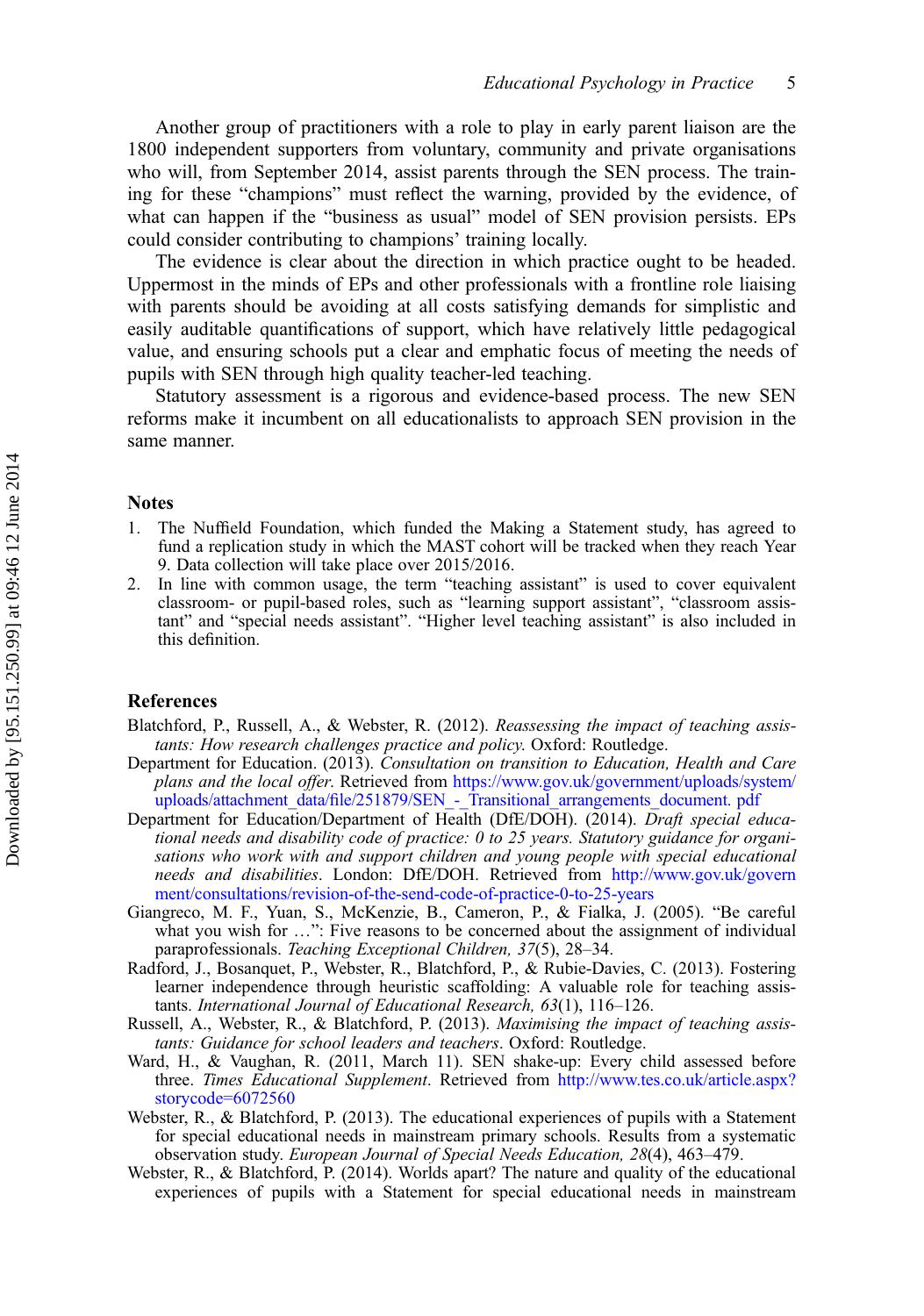Another group of practitioners with a role to play in early parent liaison are the 1800 independent supporters from voluntary, community and private organisations who will, from September 2014, assist parents through the SEN process. The training for these "champions" must reflect the warning, provided by the evidence, of what can happen if the "business as usual" model of SEN provision persists. EPs could consider contributing to champions' training locally.

The evidence is clear about the direction in which practice ought to be headed. Uppermost in the minds of EPs and other professionals with a frontline role liaising with parents should be avoiding at all costs satisfying demands for simplistic and easily auditable quantifications of support, which have relatively little pedagogical value, and ensuring schools put a clear and emphatic focus of meeting the needs of pupils with SEN through high quality teacher-led teaching.

Statutory assessment is a rigorous and evidence-based process. The new SEN reforms make it incumbent on all educationalists to approach SEN provision in the same manner.

## Notes

1. The Nuffield Foundation, which funded the Making a Statement study, has agreed to fund a replication study in which the MAST cohort will be tracked when they reach Year 9. Data collection will take place over 2015/2016.
2. In line with common usage, the term "teaching assistant" is used to cover equivalent classroom- or pupil-based roles, such as "learning support assistant", "classroom assistant" and "special needs assistant". "Higher level teaching assistant" is also included in this definition.

## References

Blatchford, P., Russell, A., & Webster, R. (2012). *Reassessing the impact of teaching assistants: How research challenges practice and policy*. Oxford: Routledge.

Department for Education. (2013). *Consultation on transition to Education, Health and Care plans and the local offer*. Retrieved from https://www.gov.uk/government/uploads/system/uploads/attachment_data/file/251879/SEN_-_Transitional_arrangements_document. pdf

Department for Education/Department of Health (DfE/DOH). (2014). *Draft special educational needs and disability code of practice: 0 to 25 years. Statutory guidance for organisations who work with and support children and young people with special educational needs and disabilities*. London: DfE/DOH. Retrieved from http://www.gov.uk/government/consultations/revision-of-the-send-code-of-practice-0-to-25-years

Giangreco, M. F., Yuan, S., McKenzie, B., Cameron, P., & Fialka, J. (2005). "Be careful what you wish for …": Five reasons to be concerned about the assignment of individual paraprofessionals. *Teaching Exceptional Children, 37*(5), 28–34.

Radford, J., Bosanquet, P., Webster, R., Blatchford, P., & Rubie-Davies, C. (2013). Fostering learner independence through heuristic scaffolding: A valuable role for teaching assistants. *International Journal of Educational Research, 63*(1), 116–126.

Russell, A., Webster, R., & Blatchford, P. (2013). *Maximising the impact of teaching assistants: Guidance for school leaders and teachers*. Oxford: Routledge.

Ward, H., & Vaughan, R. (2011, March 11). SEN shake-up: Every child assessed before three. *Times Educational Supplement*. Retrieved from http://www.tes.co.uk/article.aspx?storycode=6072560

Webster, R., & Blatchford, P. (2013). The educational experiences of pupils with a Statement for special educational needs in mainstream primary schools. Results from a systematic observation study. *European Journal of Special Needs Education, 28*(4), 463–479.

Webster, R., & Blatchford, P. (2014). Worlds apart? The nature and quality of the educational experiences of pupils with a Statement for special educational needs in mainstream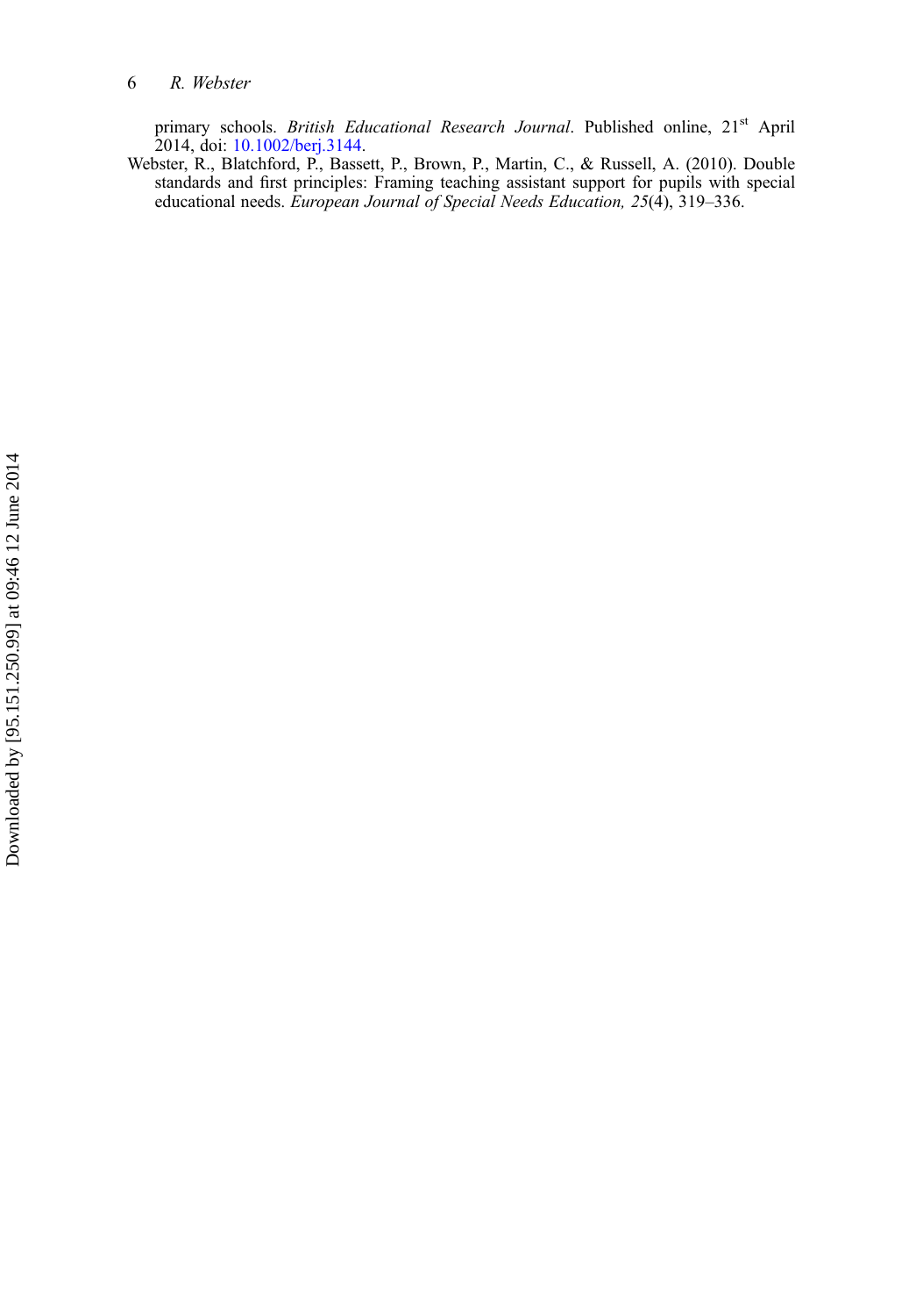primary schools. *British Educational Research Journal*. Published online, 21st April 2014, doi: 10.1002/berj.3144.

Webster, R., Blatchford, P., Bassett, P., Brown, P., Martin, C., & Russell, A. (2010). Double standards and first principles: Framing teaching assistant support for pupils with special educational needs. *European Journal of Special Needs Education, 25*(4), 319–336.